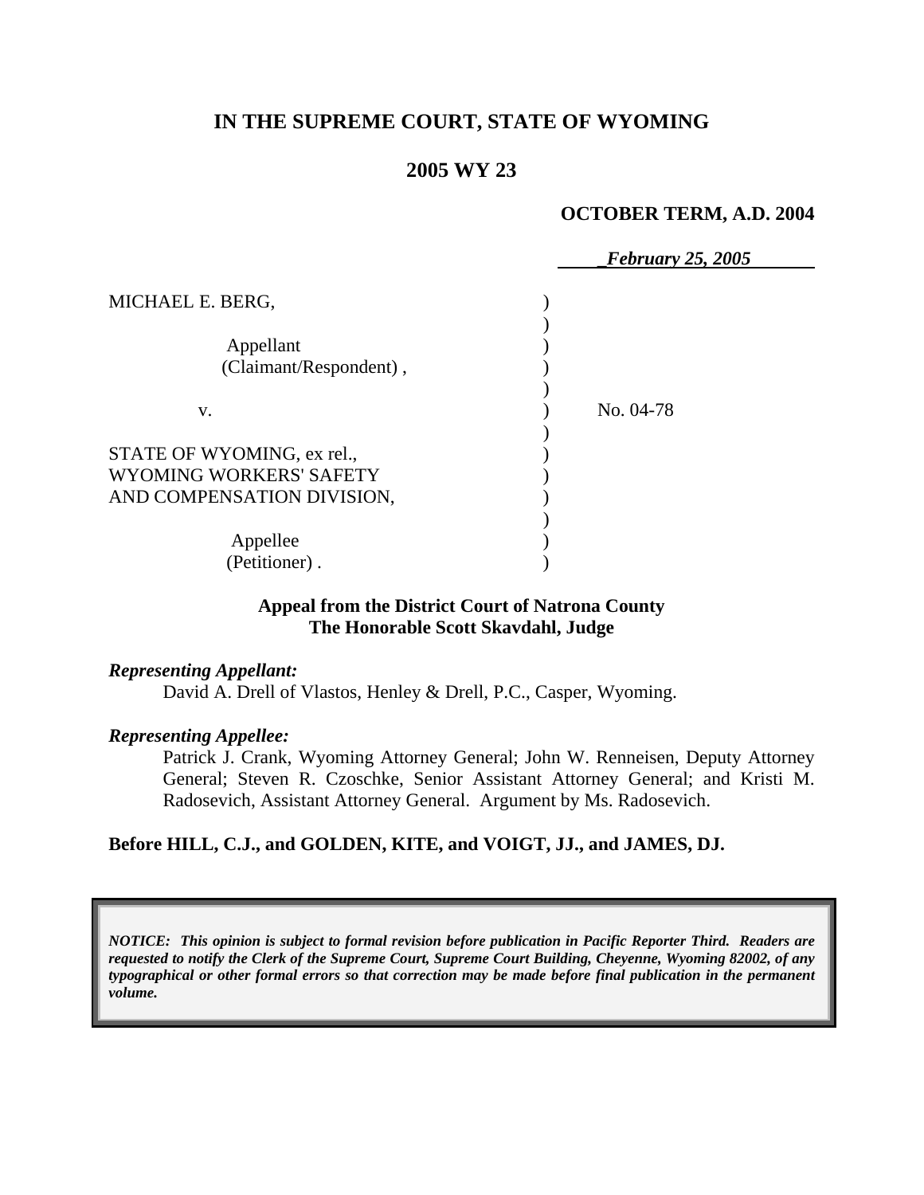**IN THE SUPREME COURT, STATE OF WYOMING**

**2005 WY 23**

**OCTOBER TERM, A.D. 2004**

*February 25, 2005*

MICHAEL E. BERG,

Appellant (Claimant/Respondent),

v.

STATE OF WYOMING, ex rel., WYOMING WORKERS' SAFETY AND COMPENSATION DIVISION,

Appellee (Petitioner).

No. 04-78

**Appeal from the District Court of Natrona County**
**The Honorable Scott Skavdahl, Judge**

***Representing Appellant:***

David A. Drell of Vlastos, Henley & Drell, P.C., Casper, Wyoming.

***Representing Appellee:***

Patrick J. Crank, Wyoming Attorney General; John W. Renneisen, Deputy Attorney General; Steven R. Czoschke, Senior Assistant Attorney General; and Kristi M. Radosevich, Assistant Attorney General. Argument by Ms. Radosevich.

**Before HILL, C.J., and GOLDEN, KITE, and VOIGT, JJ., and JAMES, DJ.**

*NOTICE: This opinion is subject to formal revision before publication in Pacific Reporter Third. Readers are requested to notify the Clerk of the Supreme Court, Supreme Court Building, Cheyenne, Wyoming 82002, of any typographical or other formal errors so that correction may be made before final publication in the permanent volume.*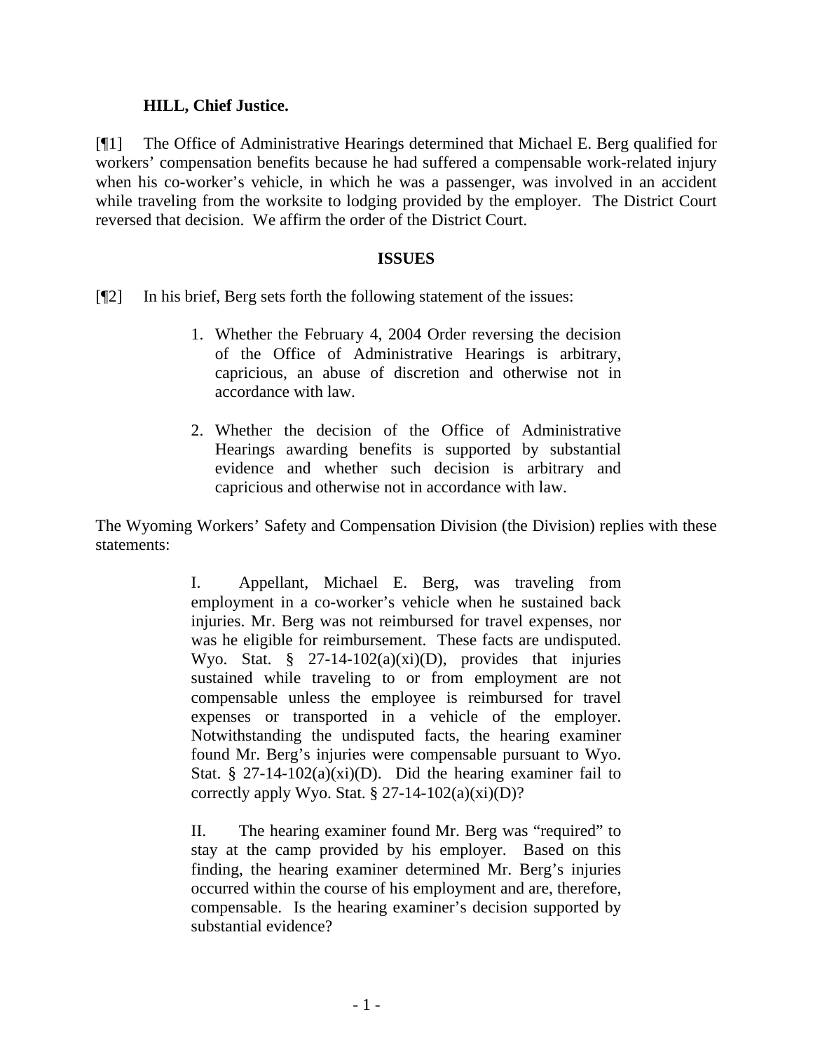**HILL, Chief Justice.**

[¶1] The Office of Administrative Hearings determined that Michael E. Berg qualified for workers' compensation benefits because he had suffered a compensable work-related injury when his co-worker's vehicle, in which he was a passenger, was involved in an accident while traveling from the worksite to lodging provided by the employer. The District Court reversed that decision. We affirm the order of the District Court.

## ISSUES

[¶2] In his brief, Berg sets forth the following statement of the issues:

> 1. Whether the February 4, 2004 Order reversing the decision of the Office of Administrative Hearings is arbitrary, capricious, an abuse of discretion and otherwise not in accordance with law.
>
> 2. Whether the decision of the Office of Administrative Hearings awarding benefits is supported by substantial evidence and whether such decision is arbitrary and capricious and otherwise not in accordance with law.

The Wyoming Workers' Safety and Compensation Division (the Division) replies with these statements:

> I. Appellant, Michael E. Berg, was traveling from employment in a co-worker's vehicle when he sustained back injuries. Mr. Berg was not reimbursed for travel expenses, nor was he eligible for reimbursement. These facts are undisputed. Wyo. Stat. § 27-14-102(a)(xi)(D), provides that injuries sustained while traveling to or from employment are not compensable unless the employee is reimbursed for travel expenses or transported in a vehicle of the employer. Notwithstanding the undisputed facts, the hearing examiner found Mr. Berg's injuries were compensable pursuant to Wyo. Stat. § 27-14-102(a)(xi)(D). Did the hearing examiner fail to correctly apply Wyo. Stat. § 27-14-102(a)(xi)(D)?
>
> II. The hearing examiner found Mr. Berg was "required" to stay at the camp provided by his employer. Based on this finding, the hearing examiner determined Mr. Berg's injuries occurred within the course of his employment and are, therefore, compensable. Is the hearing examiner's decision supported by substantial evidence?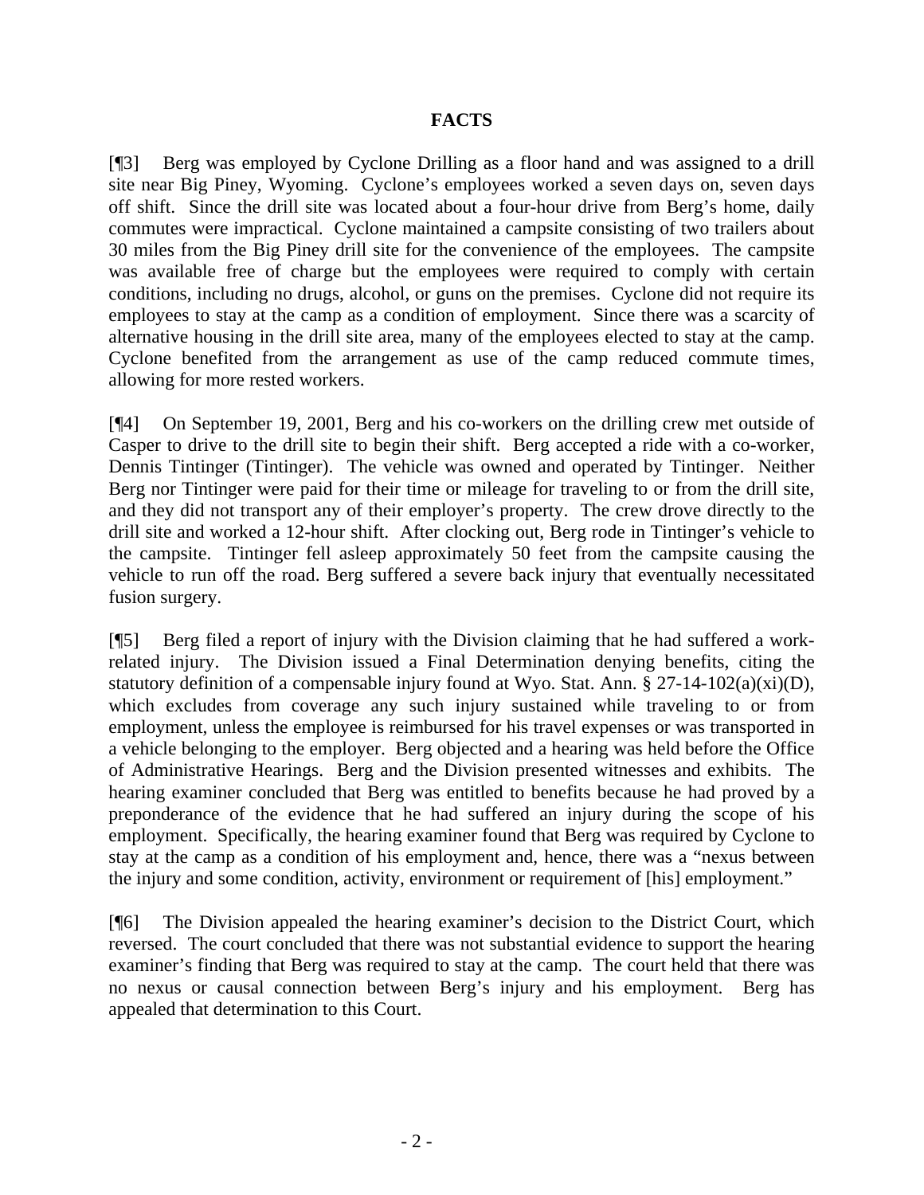## FACTS

[¶3] Berg was employed by Cyclone Drilling as a floor hand and was assigned to a drill site near Big Piney, Wyoming. Cyclone's employees worked a seven days on, seven days off shift. Since the drill site was located about a four-hour drive from Berg's home, daily commutes were impractical. Cyclone maintained a campsite consisting of two trailers about 30 miles from the Big Piney drill site for the convenience of the employees. The campsite was available free of charge but the employees were required to comply with certain conditions, including no drugs, alcohol, or guns on the premises. Cyclone did not require its employees to stay at the camp as a condition of employment. Since there was a scarcity of alternative housing in the drill site area, many of the employees elected to stay at the camp. Cyclone benefited from the arrangement as use of the camp reduced commute times, allowing for more rested workers.

[¶4] On September 19, 2001, Berg and his co-workers on the drilling crew met outside of Casper to drive to the drill site to begin their shift. Berg accepted a ride with a co-worker, Dennis Tintinger (Tintinger). The vehicle was owned and operated by Tintinger. Neither Berg nor Tintinger were paid for their time or mileage for traveling to or from the drill site, and they did not transport any of their employer's property. The crew drove directly to the drill site and worked a 12-hour shift. After clocking out, Berg rode in Tintinger's vehicle to the campsite. Tintinger fell asleep approximately 50 feet from the campsite causing the vehicle to run off the road. Berg suffered a severe back injury that eventually necessitated fusion surgery.

[¶5] Berg filed a report of injury with the Division claiming that he had suffered a work-related injury. The Division issued a Final Determination denying benefits, citing the statutory definition of a compensable injury found at Wyo. Stat. Ann. § 27-14-102(a)(xi)(D), which excludes from coverage any such injury sustained while traveling to or from employment, unless the employee is reimbursed for his travel expenses or was transported in a vehicle belonging to the employer. Berg objected and a hearing was held before the Office of Administrative Hearings. Berg and the Division presented witnesses and exhibits. The hearing examiner concluded that Berg was entitled to benefits because he had proved by a preponderance of the evidence that he had suffered an injury during the scope of his employment. Specifically, the hearing examiner found that Berg was required by Cyclone to stay at the camp as a condition of his employment and, hence, there was a "nexus between the injury and some condition, activity, environment or requirement of [his] employment."

[¶6] The Division appealed the hearing examiner's decision to the District Court, which reversed. The court concluded that there was not substantial evidence to support the hearing examiner's finding that Berg was required to stay at the camp. The court held that there was no nexus or causal connection between Berg's injury and his employment. Berg has appealed that determination to this Court.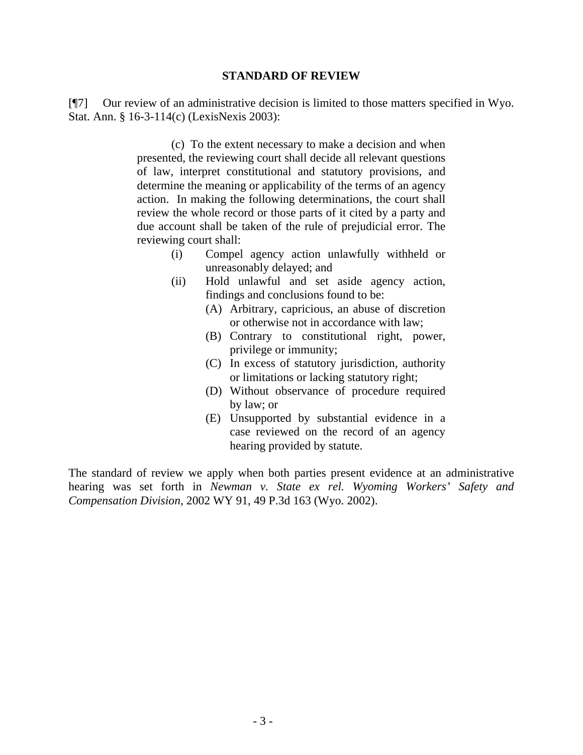## STANDARD OF REVIEW

[¶7] Our review of an administrative decision is limited to those matters specified in Wyo. Stat. Ann. § 16-3-114(c) (LexisNexis 2003):

> (c) To the extent necessary to make a decision and when presented, the reviewing court shall decide all relevant questions of law, interpret constitutional and statutory provisions, and determine the meaning or applicability of the terms of an agency action. In making the following determinations, the court shall review the whole record or those parts of it cited by a party and due account shall be taken of the rule of prejudicial error. The reviewing court shall:
>
> (i) Compel agency action unlawfully withheld or unreasonably delayed; and
>
> (ii) Hold unlawful and set aside agency action, findings and conclusions found to be:
>
> (A) Arbitrary, capricious, an abuse of discretion or otherwise not in accordance with law;
>
> (B) Contrary to constitutional right, power, privilege or immunity;
>
> (C) In excess of statutory jurisdiction, authority or limitations or lacking statutory right;
>
> (D) Without observance of procedure required by law; or
>
> (E) Unsupported by substantial evidence in a case reviewed on the record of an agency hearing provided by statute.

The standard of review we apply when both parties present evidence at an administrative hearing was set forth in *Newman v. State ex rel. Wyoming Workers' Safety and Compensation Division*, 2002 WY 91, 49 P.3d 163 (Wyo. 2002).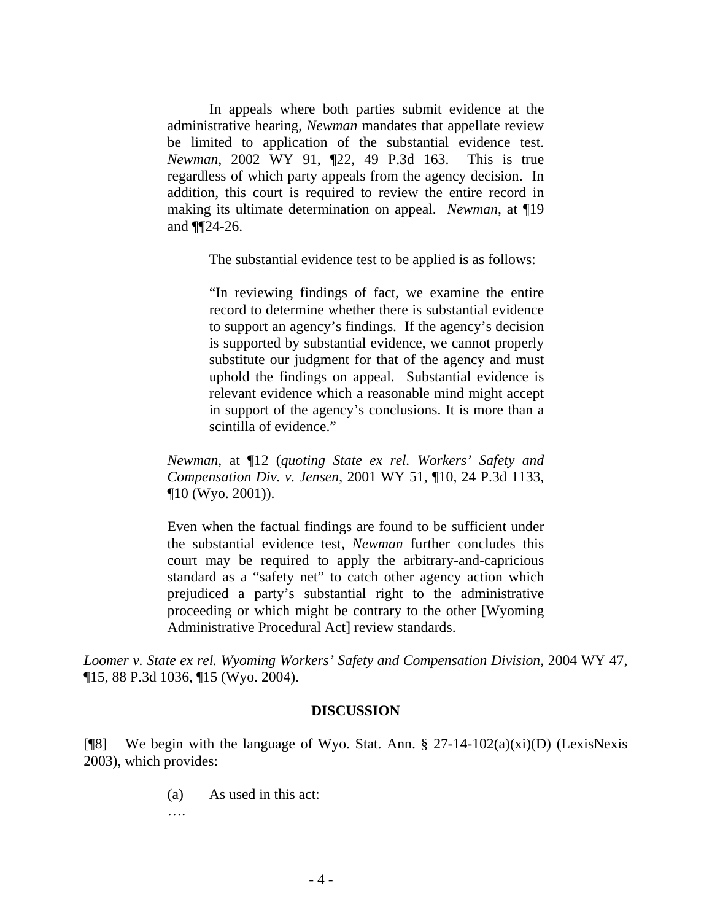> In appeals where both parties submit evidence at the administrative hearing, *Newman* mandates that appellate review be limited to application of the substantial evidence test. *Newman*, 2002 WY 91, ¶22, 49 P.3d 163. This is true regardless of which party appeals from the agency decision. In addition, this court is required to review the entire record in making its ultimate determination on appeal. *Newman*, at ¶19 and ¶¶24-26.
>
> The substantial evidence test to be applied is as follows:
>
> > "In reviewing findings of fact, we examine the entire record to determine whether there is substantial evidence to support an agency's findings. If the agency's decision is supported by substantial evidence, we cannot properly substitute our judgment for that of the agency and must uphold the findings on appeal. Substantial evidence is relevant evidence which a reasonable mind might accept in support of the agency's conclusions. It is more than a scintilla of evidence."
>
> *Newman*, at ¶12 (*quoting State ex rel. Workers' Safety and Compensation Div. v. Jensen,* 2001 WY 51, ¶10, 24 P.3d 1133, ¶10 (Wyo. 2001)).
>
> Even when the factual findings are found to be sufficient under the substantial evidence test, *Newman* further concludes this court may be required to apply the arbitrary-and-capricious standard as a "safety net" to catch other agency action which prejudiced a party's substantial right to the administrative proceeding or which might be contrary to the other [Wyoming Administrative Procedural Act] review standards.

*Loomer v. State ex rel. Wyoming Workers' Safety and Compensation Division*, 2004 WY 47, ¶15, 88 P.3d 1036, ¶15 (Wyo. 2004).

## DISCUSSION

[¶8] We begin with the language of Wyo. Stat. Ann. § 27-14-102(a)(xi)(D) (LexisNexis 2003), which provides:

> (a) As used in this act:
>
> ….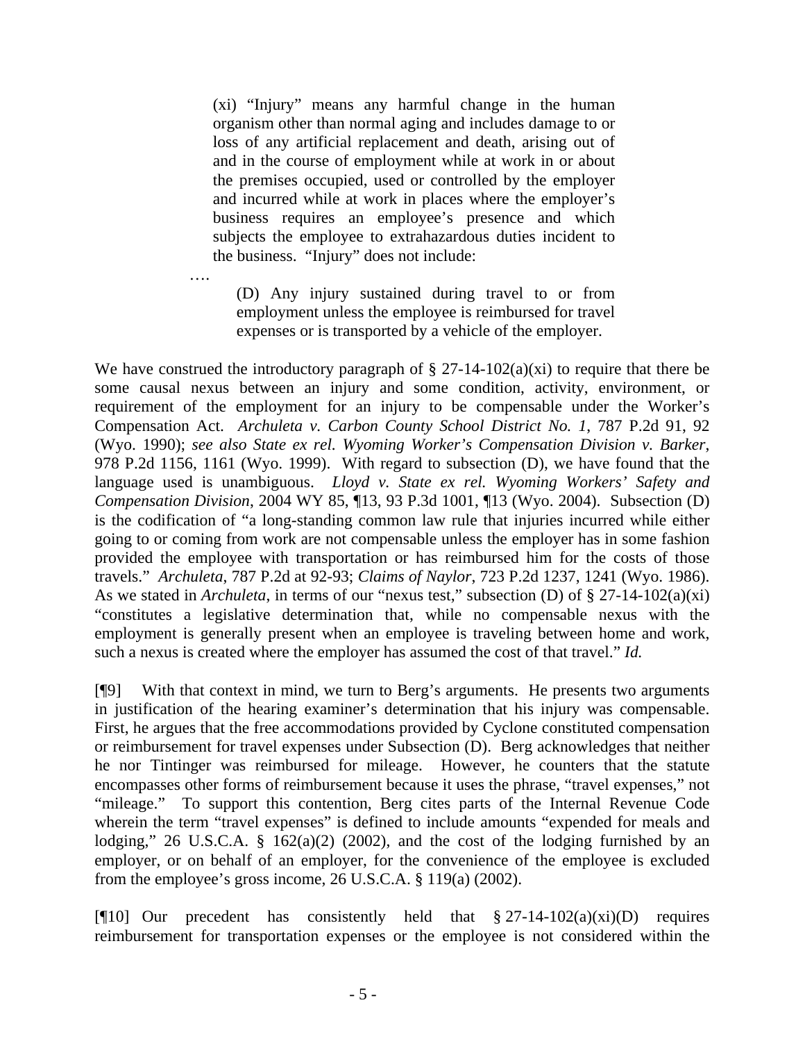> (xi) "Injury" means any harmful change in the human organism other than normal aging and includes damage to or loss of any artificial replacement and death, arising out of and in the course of employment while at work in or about the premises occupied, used or controlled by the employer and incurred while at work in places where the employer's business requires an employee's presence and which subjects the employee to extrahazardous duties incident to the business. "Injury" does not include:
>
> ….
>
> > (D) Any injury sustained during travel to or from employment unless the employee is reimbursed for travel expenses or is transported by a vehicle of the employer.

We have construed the introductory paragraph of § 27-14-102(a)(xi) to require that there be some causal nexus between an injury and some condition, activity, environment, or requirement of the employment for an injury to be compensable under the Worker's Compensation Act. *Archuleta v. Carbon County School District No. 1*, 787 P.2d 91, 92 (Wyo. 1990); *see also State ex rel. Wyoming Worker's Compensation Division v. Barker*, 978 P.2d 1156, 1161 (Wyo. 1999). With regard to subsection (D), we have found that the language used is unambiguous. *Lloyd v. State ex rel. Wyoming Workers' Safety and Compensation Division*, 2004 WY 85, ¶13, 93 P.3d 1001, ¶13 (Wyo. 2004). Subsection (D) is the codification of "a long-standing common law rule that injuries incurred while either going to or coming from work are not compensable unless the employer has in some fashion provided the employee with transportation or has reimbursed him for the costs of those travels." *Archuleta*, 787 P.2d at 92-93; *Claims of Naylor*, 723 P.2d 1237, 1241 (Wyo. 1986). As we stated in *Archuleta*, in terms of our "nexus test," subsection (D) of § 27-14-102(a)(xi) "constitutes a legislative determination that, while no compensable nexus with the employment is generally present when an employee is traveling between home and work, such a nexus is created where the employer has assumed the cost of that travel." *Id.*

[¶9] With that context in mind, we turn to Berg's arguments. He presents two arguments in justification of the hearing examiner's determination that his injury was compensable. First, he argues that the free accommodations provided by Cyclone constituted compensation or reimbursement for travel expenses under Subsection (D). Berg acknowledges that neither he nor Tintinger was reimbursed for mileage. However, he counters that the statute encompasses other forms of reimbursement because it uses the phrase, "travel expenses," not "mileage." To support this contention, Berg cites parts of the Internal Revenue Code wherein the term "travel expenses" is defined to include amounts "expended for meals and lodging," 26 U.S.C.A. § 162(a)(2) (2002), and the cost of the lodging furnished by an employer, or on behalf of an employer, for the convenience of the employee is excluded from the employee's gross income, 26 U.S.C.A. § 119(a) (2002).

[¶10] Our precedent has consistently held that § 27-14-102(a)(xi)(D) requires reimbursement for transportation expenses or the employee is not considered within the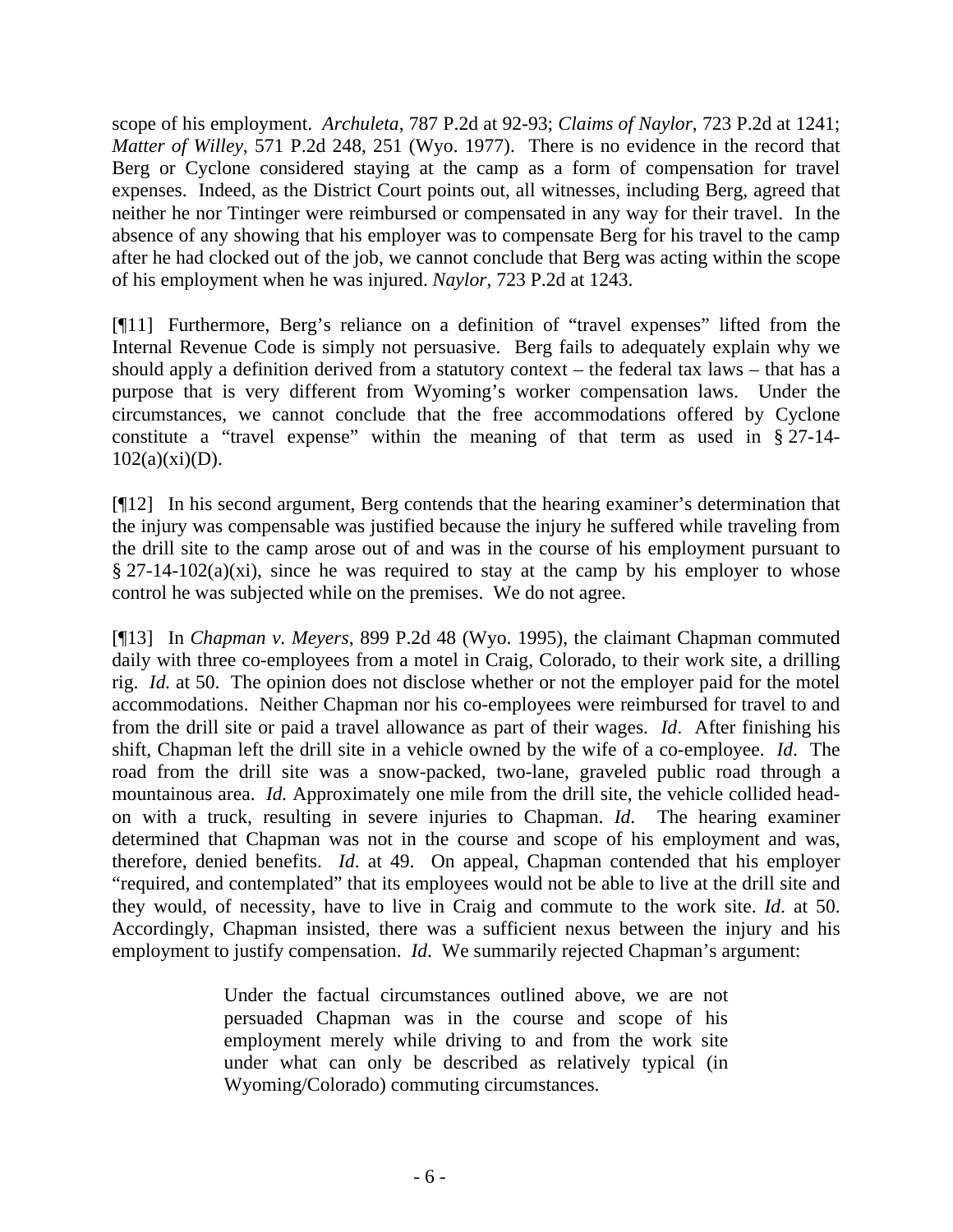scope of his employment. *Archuleta*, 787 P.2d at 92-93; *Claims of Naylor*, 723 P.2d at 1241; *Matter of Willey*, 571 P.2d 248, 251 (Wyo. 1977). There is no evidence in the record that Berg or Cyclone considered staying at the camp as a form of compensation for travel expenses. Indeed, as the District Court points out, all witnesses, including Berg, agreed that neither he nor Tintinger were reimbursed or compensated in any way for their travel. In the absence of any showing that his employer was to compensate Berg for his travel to the camp after he had clocked out of the job, we cannot conclude that Berg was acting within the scope of his employment when he was injured. *Naylor*, 723 P.2d at 1243.

[¶11] Furthermore, Berg's reliance on a definition of "travel expenses" lifted from the Internal Revenue Code is simply not persuasive. Berg fails to adequately explain why we should apply a definition derived from a statutory context – the federal tax laws – that has a purpose that is very different from Wyoming's worker compensation laws. Under the circumstances, we cannot conclude that the free accommodations offered by Cyclone constitute a "travel expense" within the meaning of that term as used in § 27-14-102(a)(xi)(D).

[¶12] In his second argument, Berg contends that the hearing examiner's determination that the injury was compensable was justified because the injury he suffered while traveling from the drill site to the camp arose out of and was in the course of his employment pursuant to § 27-14-102(a)(xi), since he was required to stay at the camp by his employer to whose control he was subjected while on the premises. We do not agree.

[¶13] In *Chapman v. Meyers*, 899 P.2d 48 (Wyo. 1995), the claimant Chapman commuted daily with three co-employees from a motel in Craig, Colorado, to their work site, a drilling rig. *Id.* at 50. The opinion does not disclose whether or not the employer paid for the motel accommodations. Neither Chapman nor his co-employees were reimbursed for travel to and from the drill site or paid a travel allowance as part of their wages. *Id*. After finishing his shift, Chapman left the drill site in a vehicle owned by the wife of a co-employee. *Id*. The road from the drill site was a snow-packed, two-lane, graveled public road through a mountainous area. *Id.* Approximately one mile from the drill site, the vehicle collided head-on with a truck, resulting in severe injuries to Chapman. *Id*. The hearing examiner determined that Chapman was not in the course and scope of his employment and was, therefore, denied benefits. *Id*. at 49. On appeal, Chapman contended that his employer "required, and contemplated" that its employees would not be able to live at the drill site and they would, of necessity, have to live in Craig and commute to the work site. *Id*. at 50. Accordingly, Chapman insisted, there was a sufficient nexus between the injury and his employment to justify compensation. *Id*. We summarily rejected Chapman's argument:

> Under the factual circumstances outlined above, we are not persuaded Chapman was in the course and scope of his employment merely while driving to and from the work site under what can only be described as relatively typical (in Wyoming/Colorado) commuting circumstances.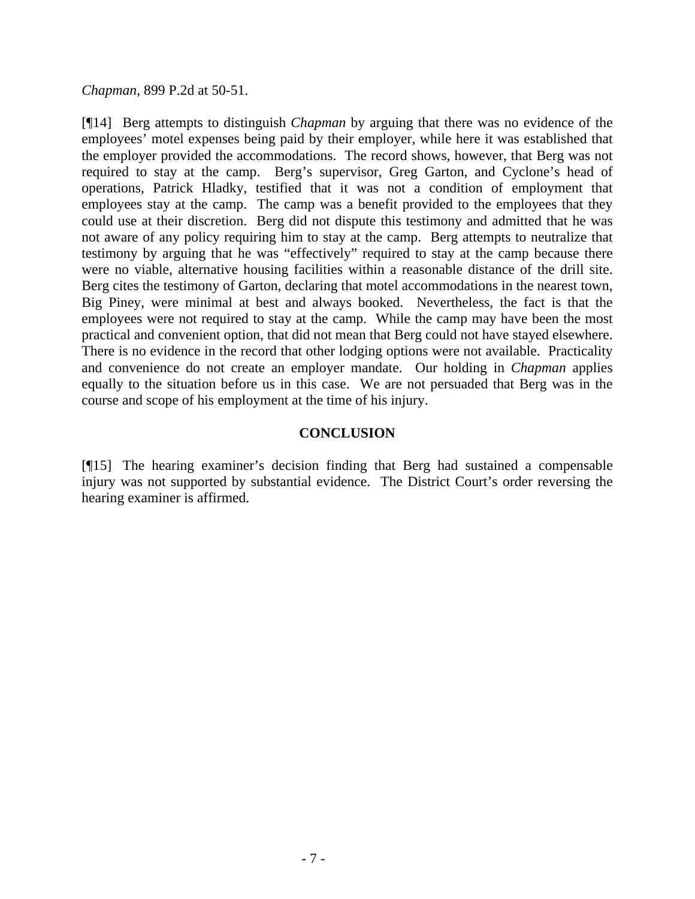*Chapman*, 899 P.2d at 50-51.

[¶14] Berg attempts to distinguish *Chapman* by arguing that there was no evidence of the employees' motel expenses being paid by their employer, while here it was established that the employer provided the accommodations. The record shows, however, that Berg was not required to stay at the camp. Berg's supervisor, Greg Garton, and Cyclone's head of operations, Patrick Hladky, testified that it was not a condition of employment that employees stay at the camp. The camp was a benefit provided to the employees that they could use at their discretion. Berg did not dispute this testimony and admitted that he was not aware of any policy requiring him to stay at the camp. Berg attempts to neutralize that testimony by arguing that he was "effectively" required to stay at the camp because there were no viable, alternative housing facilities within a reasonable distance of the drill site. Berg cites the testimony of Garton, declaring that motel accommodations in the nearest town, Big Piney, were minimal at best and always booked. Nevertheless, the fact is that the employees were not required to stay at the camp. While the camp may have been the most practical and convenient option, that did not mean that Berg could not have stayed elsewhere. There is no evidence in the record that other lodging options were not available. Practicality and convenience do not create an employer mandate. Our holding in *Chapman* applies equally to the situation before us in this case. We are not persuaded that Berg was in the course and scope of his employment at the time of his injury.

## CONCLUSION

[¶15] The hearing examiner's decision finding that Berg had sustained a compensable injury was not supported by substantial evidence. The District Court's order reversing the hearing examiner is affirmed.